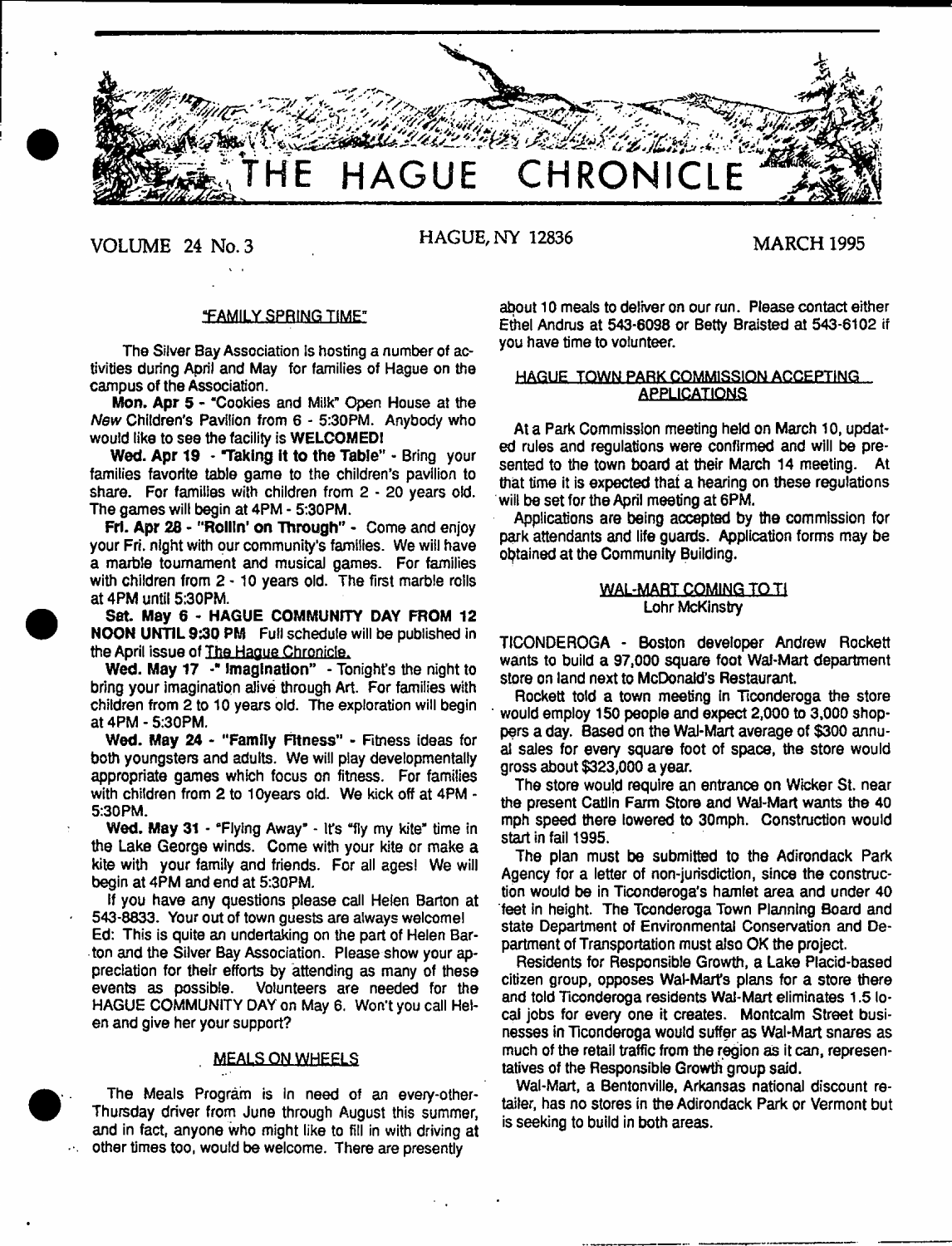# THE HAGUE CHRONICLE

VOLUME 24 No. 3 HAGUE, NY 12836 MARCH 1995

## "FAMILY SPRING TIME"

The Silver Bay Association is hosting a number of activities during April and May for families of Hague on the campus of the Association.

**Mon. Apr 5** - "Cookies and Milk" Open House at the *New* Children's Pavilion from 6 - 5:30PM. Anybody who would like to see the facility is **WELCOMED!**

**Wed. Apr 19 - "Taking it to the Table"** - Bring your families favorite table game to the children's pavilion to share. For families with children from 2 - 20 years old. The games will begin at 4PM - 5:30PM.

**Fri. Apr 28 - "Rollin' on Through"** - Come and enjoy your Fri. night with our community's families. We will have a marble tournament and musical games. For families with children from 2 - 10 years old. The first marble rolls at 4PM until 5:30PM.

**Sat. May 6 - HAGUE COMMUNITY DAY FROM 12 NOON UNTIL 9:30 PM** Full schedule will be published in the April issue of The Hague Chronicle.

**Wed. May 17 - " Imagination"** - Tonight's the night to bring your imagination alive through Art. For families with children from 2 to 10 years old. The exploration will begin at 4PM - 5:30PM.

**Wed. May 24 - "Family Fitness"** - Fitness ideas for both youngsters and adults. We will play developmentally appropriate games which focus on fitness. For families with children from 2 to 10years old. We kick off at 4PM - 5:30PM.

**Wed. May 31** - "Flying Away" - It's "fly my kite" time in the Lake George winds. Come with your kite or make a kite with your family and friends. For all ages! We will begin at 4PM and end at 5:30PM.

If you have any questions please call Helen Barton at 543-8833. Your out of town guests are always welcome!

Ed: This is quite an undertaking on the part of Helen Barton and the Silver Bay Association. Please show your appreciation for their efforts by attending as many of these events as possible. Volunteers are needed for the HAGUE COMMUNITY DAY on May 6. Won't you call Helen and give her your support?

## MEALS ON WHEELS

The Meals Program is in need of an every-other-Thursday driver from June through August this summer, and in fact, anyone who might like to fill in with driving at other times too, would be welcome. There are presently about 10 meals to deliver on our run. Please contact either Ethel Andrus at 543-6098 or Betty Braisted at 543-6102 if you have time to volunteer.

## HAGUE TOWN PARK COMMISSION ACCEPTING APPLICATIONS

At a Park Commission meeting held on March 10, updated rules and regulations were confirmed and will be presented to the town board at their March 14 meeting. At that time it is expected that a hearing on these regulations will be set for the April meeting at 6PM.

Applications are being accepted by the commission for park attendants and life guards. Application forms may be obtained at the Community Building.

## WAL-MART COMING TO TI

Lohr McKinstry

TICONDEROGA - Boston developer Andrew Rockett wants to build a 97,000 square foot Wal-Mart department store on land next to McDonald's Restaurant.

Rockett told a town meeting in Ticonderoga the store would employ 150 people and expect 2,000 to 3,000 shoppers a day. Based on the Wal-Mart average of $300 annual sales for every square foot of space, the store would gross about $323,000 a year.

The store would require an entrance on Wicker St. near the present Catlin Farm Store and Wal-Mart wants the 40 mph speed there lowered to 30mph. Construction would start in fall 1995.

The plan must be submitted to the Adirondack Park Agency for a letter of non-jurisdiction, since the construction would be in Ticonderoga's hamlet area and under 40 feet in height. The Tconderoga Town Planning Board and state Department of Environmental Conservation and Department of Transportation must also OK the project.

Residents for Responsible Growth, a Lake Placid-based citizen group, opposes Wal-Mart's plans for a store there and told Ticonderoga residents Wal-Mart eliminates 1.5 local jobs for every one it creates. Montcalm Street businesses in Ticonderoga would suffer as Wal-Mart snares as much of the retail traffic from the region as it can, representatives of the Responsible Growth group said.

Wal-Mart, a Bentonville, Arkansas national discount retailer, has no stores in the Adirondack Park or Vermont but is seeking to build in both areas.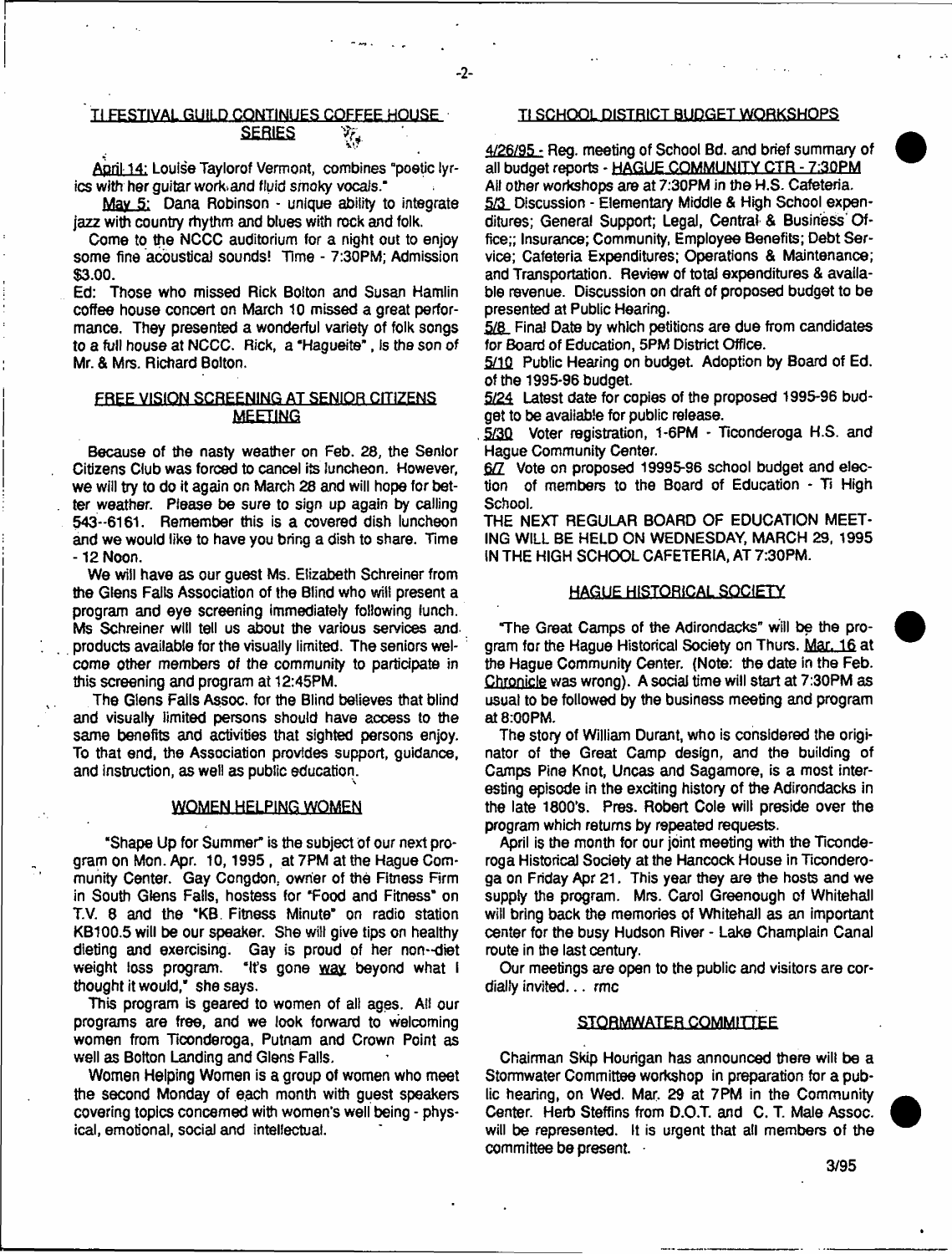## TI FESTIVAL GUILD CONTINUES COFFEE HOUSE SERIES

April 14: Louise Taylorof Vermont, combines "poetic lyrics with her guitar work and fluid smoky vocals."

May 5: Dana Robinson - unique ability to integrate jazz with country rhythm and blues with rock and folk.

Come to the NCCC auditorium for a night out to enjoy some fine acoustical sounds! Time - 7:30PM; Admission $3.00.

Ed: Those who missed Rick Bolton and Susan Hamlin coffee house concert on March 10 missed a great performance. They presented a wonderful variety of folk songs to a full house at NCCC. Rick, a "Hagueite", is the son of Mr. & Mrs. Richard Bolton.

## FREE VISION SCREENING AT SENIOR CITIZENS MEETING

Because of the nasty weather on Feb. 28, the Senior Citizens Club was forced to cancel its luncheon. However, we will try to do it again on March 28 and will hope for better weather. Please be sure to sign up again by calling 543--6161. Remember this is a covered dish luncheon and we would like to have you bring a dish to share. Time - 12 Noon.

We will have as our guest Ms. Elizabeth Schreiner from the Glens Falls Association of the Blind who will present a program and eye screening immediately following lunch. Ms Schreiner will tell us about the various services and products available for the visually limited. The seniors welcome other members of the community to participate in this screening and program at 12:45PM.

The Glens Falls Assoc. for the Blind believes that blind and visually limited persons should have access to the same benefits and activities that sighted persons enjoy. To that end, the Association provides support, guidance, and instruction, as well as public education.

## WOMEN HELPING WOMEN

"Shape Up for Summer" is the subject of our next program on Mon. Apr. 10, 1995, at 7PM at the Hague Community Center. Gay Congdon, owner of the Fitness Firm in South Glens Falls, hostess for "Food and Fitness" on T.V. 8 and the "KB Fitness Minute" on radio station KB100.5 will be our speaker. She will give tips on healthy dieting and exercising. Gay is proud of her non--diet weight loss program. "It's gone way beyond what I thought it would," she says.

This program is geared to women of all ages. All our programs are free, and we look forward to welcoming women from Ticonderoga, Putnam and Crown Point as well as Bolton Landing and Glens Falls.

Women Helping Women is a group of women who meet the second Monday of each month with guest speakers covering topics concerned with women's well being - physical, emotional, social and intellectual.

## TI SCHOOL DISTRICT BUDGET WORKSHOPS

4/26/95 - Reg. meeting of School Bd. and brief summary of all budget reports - HAGUE COMMUNITY CTR - 7:30PM

All other workshops are at 7:30PM in the H.S. Cafeteria.

5/3 Discussion - Elementary Middle & High School expenditures; General Support; Legal, Central & Business Office;; Insurance; Community, Employee Benefits; Debt Service; Cafeteria Expenditures; Operations & Maintenance; and Transportation. Review of total expenditures & available revenue. Discussion on draft of proposed budget to be presented at Public Hearing.

5/8 Final Date by which petitions are due from candidates for Board of Education, 5PM District Office.

5/10 Public Hearing on budget. Adoption by Board of Ed. of the 1995-96 budget.

5/24 Latest date for copies of the proposed 1995-96 budget to be available for public release.

5/30 Voter registration, 1-6PM - Ticonderoga H.S. and Hague Community Center.

6/7 Vote on proposed 19995-96 school budget and election of members to the Board of Education - Ti High School.

THE NEXT REGULAR BOARD OF EDUCATION MEETING WILL BE HELD ON WEDNESDAY, MARCH 29, 1995 IN THE HIGH SCHOOL CAFETERIA, AT 7:30PM.

## HAGUE HISTORICAL SOCIETY

"The Great Camps of the Adirondacks" will be the program for the Hague Historical Society on Thurs. Mar. 16 at the Hague Community Center. (Note: the date in the Feb. Chronicle was wrong). A social time will start at 7:30PM as usual to be followed by the business meeting and program at 8:00PM.

The story of William Durant, who is considered the originator of the Great Camp design, and the building of Camps Pine Knot, Uncas and Sagamore, is a most interesting episode in the exciting history of the Adirondacks in the late 1800's. Pres. Robert Cole will preside over the program which returns by repeated requests.

April is the month for our joint meeting with the Ticonderoga Historical Society at the Hancock House in Ticonderoga on Friday Apr 21. This year they are the hosts and we supply the program. Mrs. Carol Greenough of Whitehall will bring back the memories of Whitehall as an important center for the busy Hudson River - Lake Champlain Canal route in the last century.

Our meetings are open to the public and visitors are cordially invited... rmc

## STORMWATER COMMITTEE

Chairman Skip Hourigan has announced there will be a Stormwater Committee workshop in preparation for a public hearing, on Wed. Mar. 29 at 7PM in the Community Center. Herb Steffins from D.O.T. and C. T. Male Assoc. will be represented. It is urgent that all members of the committee be present.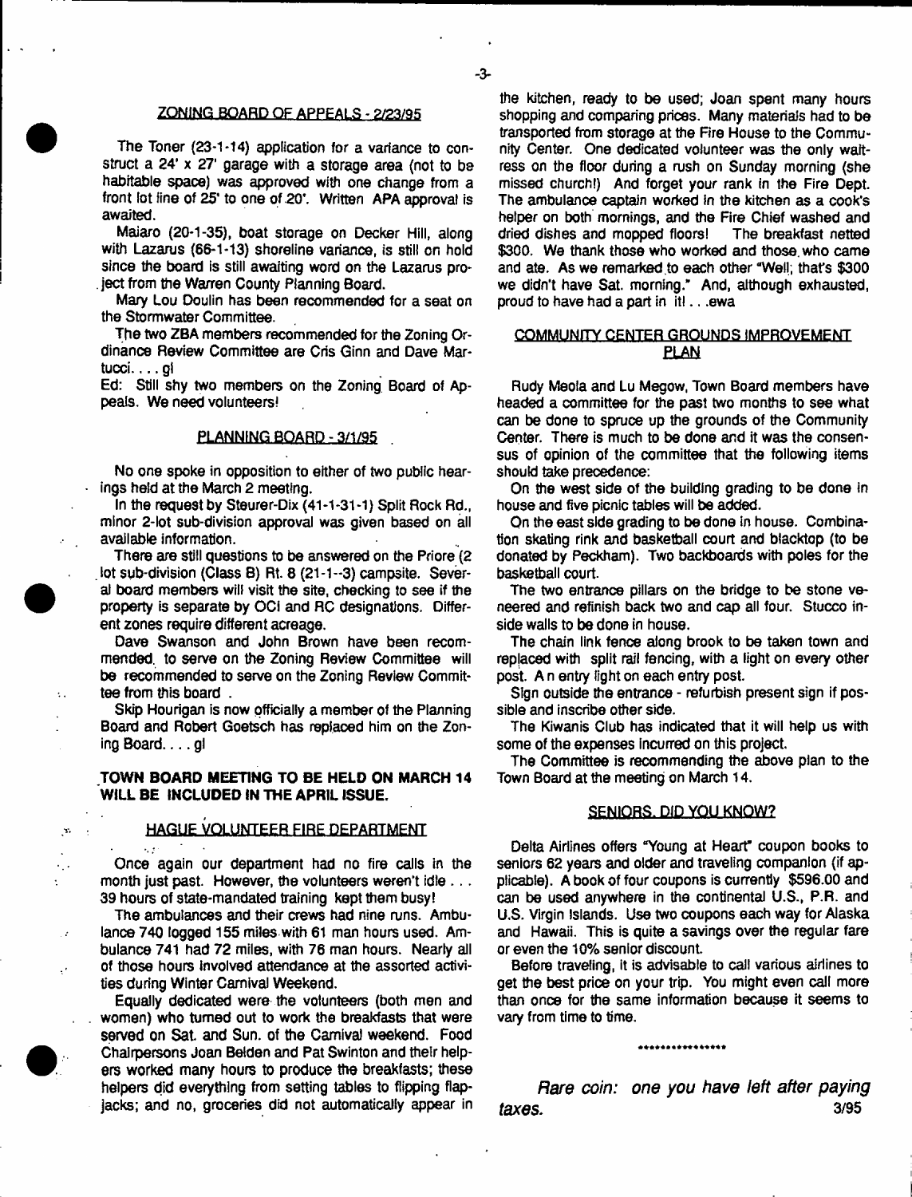## ZONING BOARD OF APPEALS - 2/23/95

The Toner (23-1-14) application for a variance to construct a 24' x 27' garage with a storage area (not to be habitable space) was approved with one change from a front lot line of 25' to one of 20'. Written APA approval is awaited.

Maiaro (20-1-35), boat storage on Decker Hill, along with Lazarus (66-1-13) shoreline variance, is still on hold since the board is still awaiting word on the Lazarus project from the Warren County Planning Board.

Mary Lou Doulin has been recommended for a seat on the Stormwater Committee.

The two ZBA members recommended for the Zoning Ordinance Review Committee are Cris Ginn and Dave Martucci. . . . gl

Ed: Still shy two members on the Zoning Board of Appeals. We need volunteers!

## PLANNING BOARD - 3/1/95

No one spoke in opposition to either of two public hearings held at the March 2 meeting.

In the request by Steurer-Dix (41-1-31-1) Split Rock Rd., minor 2-lot sub-division approval was given based on all available information.

There are still questions to be answered on the Priore (2 lot sub-division (Class B) Rt. 8 (21-1--3) campsite. Several board members will visit the site, checking to see if the property is separate by OCI and RC designations. Different zones require different acreage.

Dave Swanson and John Brown have been recommended to serve on the Zoning Review Committee will be recommended to serve on the Zoning Review Committee from this board .

Skip Hourigan is now officially a member of the Planning Board and Robert Goetsch has replaced him on the Zoning Board. . . . gl

**TOWN BOARD MEETING TO BE HELD ON MARCH 14 WILL BE INCLUDED IN THE APRIL ISSUE.**

## HAGUE VOLUNTEER FIRE DEPARTMENT

Once again our department had no fire calls in the month just past. However, the volunteers weren't idle . . . 39 hours of state-mandated training kept them busy!

The ambulances and their crews had nine runs. Ambulance 740 logged 155 miles with 61 man hours used. Ambulance 741 had 72 miles, with 76 man hours. Nearly all of those hours involved attendance at the assorted activities during Winter Carnival Weekend.

Equally dedicated were the volunteers (both men and women) who turned out to work the breakfasts that were served on Sat. and Sun. of the Carnival weekend. Food Chairpersons Joan Belden and Pat Swinton and their helpers worked many hours to produce the breakfasts; these helpers did everything from setting tables to flipping flapjacks; and no, groceries did not automatically appear in the kitchen, ready to be used; Joan spent many hours shopping and comparing prices. Many materials had to be transported from storage at the Fire House to the Community Center. One dedicated volunteer was the only waitress on the floor during a rush on Sunday morning (she missed church!) And forget your rank in the Fire Dept. The ambulance captain worked in the kitchen as a cook's helper on both mornings, and the Fire Chief washed and dried dishes and mopped floors! The breakfast netted $300. We thank those who worked and those who came and ate. As we remarked to each other "Well; that's $300 we didn't have Sat. morning." And, although exhausted, proud to have had a part in it! . . .ewa

## COMMUNITY CENTER GROUNDS IMPROVEMENT PLAN

Rudy Meola and Lu Megow, Town Board members have headed a committee for the past two months to see what can be done to spruce up the grounds of the Community Center. There is much to be done and it was the consensus of opinion of the committee that the following items should take precedence:

On the west side of the building grading to be done in house and five picnic tables will be added.

On the east side grading to be done in house. Combination skating rink and basketball court and blacktop (to be donated by Peckham). Two backboards with poles for the basketball court.

The two entrance pillars on the bridge to be stone veneered and refinish back two and cap all four. Stucco inside walls to be done in house.

The chain link fence along brook to be taken town and replaced with split rail fencing, with a light on every other post. A n entry light on each entry post.

Sign outside the entrance - refurbish present sign if possible and inscribe other side.

The Kiwanis Club has indicated that it will help us with some of the expenses incurred on this project.

The Committee is recommending the above plan to the Town Board at the meeting on March 14.

## SENIORS, DID YOU KNOW?

Delta Airlines offers "Young at Heart" coupon books to seniors 62 years and older and traveling companion (if applicable). A book of four coupons is currently $596.00 and can be used anywhere in the continental U.S., P.R. and U.S. Virgin Islands. Use two coupons each way for Alaska and Hawaii. This is quite a savings over the regular fare or even the 10% senior discount.

Before traveling, it is advisable to call various airlines to get the best price on your trip. You might even call more than once for the same information because it seems to vary from time to time.

\*\*\*\*\*\*\*\*\*\*\*\*\*\*\*\*

*Rare coin: one you have left after paying taxes.* 3/95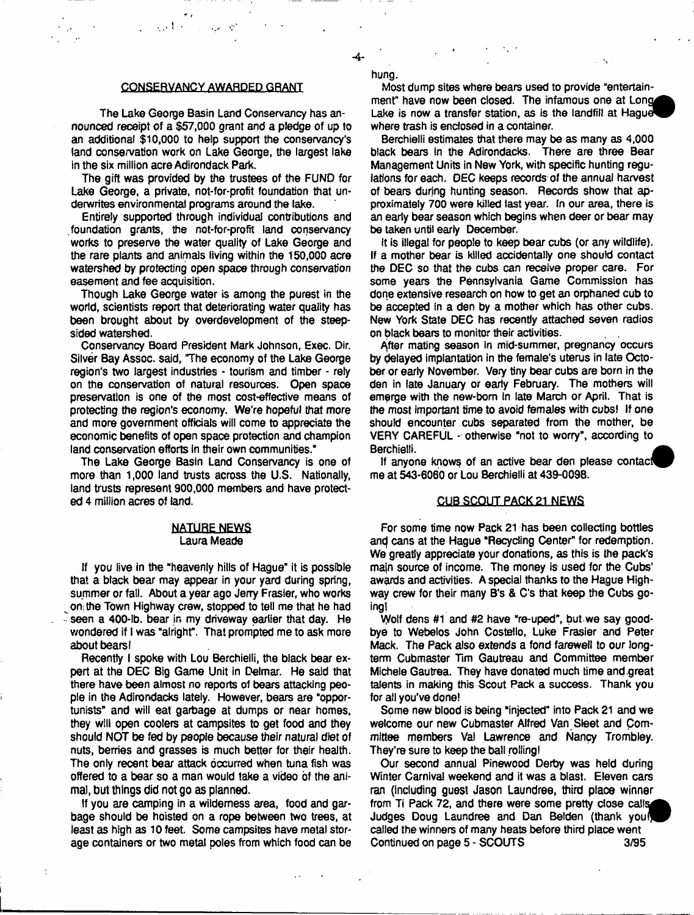## CONSERVANCY AWARDED GRANT

The Lake George Basin Land Conservancy has announced receipt of a $57,000 grant and a pledge of up to an additional $10,000 to help support the conservancy's land conservation work on Lake George, the largest lake in the six million acre Adirondack Park.

The gift was provided by the trustees of the FUND for Lake George, a private, not-for-profit foundation that underwrites environmental programs around the lake.

Entirely supported through individual contributions and foundation grants, the not-for-profit land conservancy works to preserve the water quality of Lake George and the rare plants and animals living within the 150,000 acre watershed by protecting open space through conservation easement and fee acquisition.

Though Lake George water is among the purest in the world, scientists report that deteriorating water quality has been brought about by overdevelopment of the steep-sided watershed.

Conservancy Board President Mark Johnson, Exec. Dir. Silver Bay Assoc. said, "The economy of the Lake George region's two largest industries - tourism and timber - rely on the conservation of natural resources. Open space preservation is one of the most cost-effective means of protecting the region's economy. We're hopeful that more and more government officials will come to appreciate the economic benefits of open space protection and champion land conservation efforts in their own communities."

The Lake George Basin Land Conservancy is one of more than 1,000 land trusts across the U.S. Nationally, land trusts represent 900,000 members and have protected 4 million acres of land.

## NATURE NEWS

Laura Meade

If you live in the "heavenly hills of Hague" it is possible that a black bear may appear in your yard during spring, summer or fall. About a year ago Jerry Frasier, who works on the Town Highway crew, stopped to tell me that he had seen a 400-lb. bear in my driveway earlier that day. He wondered if I was "alright". That prompted me to ask more about bears!

Recently I spoke with Lou Berchielli, the black bear expert at the DEC Big Game Unit in Delmar. He said that there have been almost no reports of bears attacking people in the Adirondacks lately. However, bears are "opportunists" and will eat garbage at dumps or near homes, they will open coolers at campsites to get food and they should NOT be fed by people because their natural diet of nuts, berries and grasses is much better for their health. The only recent bear attack occurred when tuna fish was offered to a bear so a man would take a video of the animal, but things did not go as planned.

If you are camping in a wilderness area, food and garbage should be hoisted on a rope between two trees, at least as high as 10 feet. Some campsites have metal storage containers or two metal poles from which food can be hung.

Most dump sites where bears used to provide "entertainment" have now been closed. The infamous one at Long Lake is now a transfer station, as is the landfill at Hague where trash is enclosed in a container.

Berchielli estimates that there may be as many as 4,000 black bears in the Adirondacks. There are three Bear Management Units in New York, with specific hunting regulations for each. DEC keeps records of the annual harvest of bears during hunting season. Records show that approximately 700 were killed last year. In our area, there is an early bear season which begins when deer or bear may be taken until early December.

It is illegal for people to keep bear cubs (or any wildlife). If a mother bear is killed accidentally one should contact the DEC so that the cubs can receive proper care. For some years the Pennsylvania Game Commission has done extensive research on how to get an orphaned cub to be accepted in a den by a mother which has other cubs. New York State DEC has recently attached seven radios on black bears to monitor their activities.

After mating season in mid-summer, pregnancy occurs by delayed implantation in the female's uterus in late October or early November. Very tiny bear cubs are born in the den in late January or early February. The mothers will emerge with the new-born in late March or April. That is the most important time to avoid females with cubs! If one should encounter cubs separated from the mother, be VERY CAREFUL - otherwise "not to worry", according to Berchielli.

If anyone knows of an active bear den please contact me at 543-6060 or Lou Berchielli at 439-0098.

## CUB SCOUT PACK 21 NEWS

For some time now Pack 21 has been collecting bottles and cans at the Hague "Recycling Center" for redemption. We greatly appreciate your donations, as this is the pack's main source of income. The money is used for the Cubs' awards and activities. A special thanks to the Hague Highway crew for their many B's & C's that keep the Cubs going!

Wolf dens #1 and #2 have "re-uped", but we say goodbye to Webelos John Costello, Luke Frasier and Peter Mack. The Pack also extends a fond farewell to our long-term Cubmaster Tim Gautreau and Committee member Michele Gautrea. They have donated much time and great talents in making this Scout Pack a success. Thank you for all you've done!

Some new blood is being "injected" into Pack 21 and we welcome our new Cubmaster Alfred Van Sleet and Committee members Val Lawrence and Nancy Trombley. They're sure to keep the ball rolling!

Our second annual Pinewood Derby was held during Winter Carnival weekend and it was a blast. Eleven cars ran (including guest Jason Laundree, third place winner from Ti Pack 72, and there were some pretty close calls. Judges Doug Laundree and Dan Belden (thank you) called the winners of many heats before third place went

Continued on page 5 - SCOUTS

3/95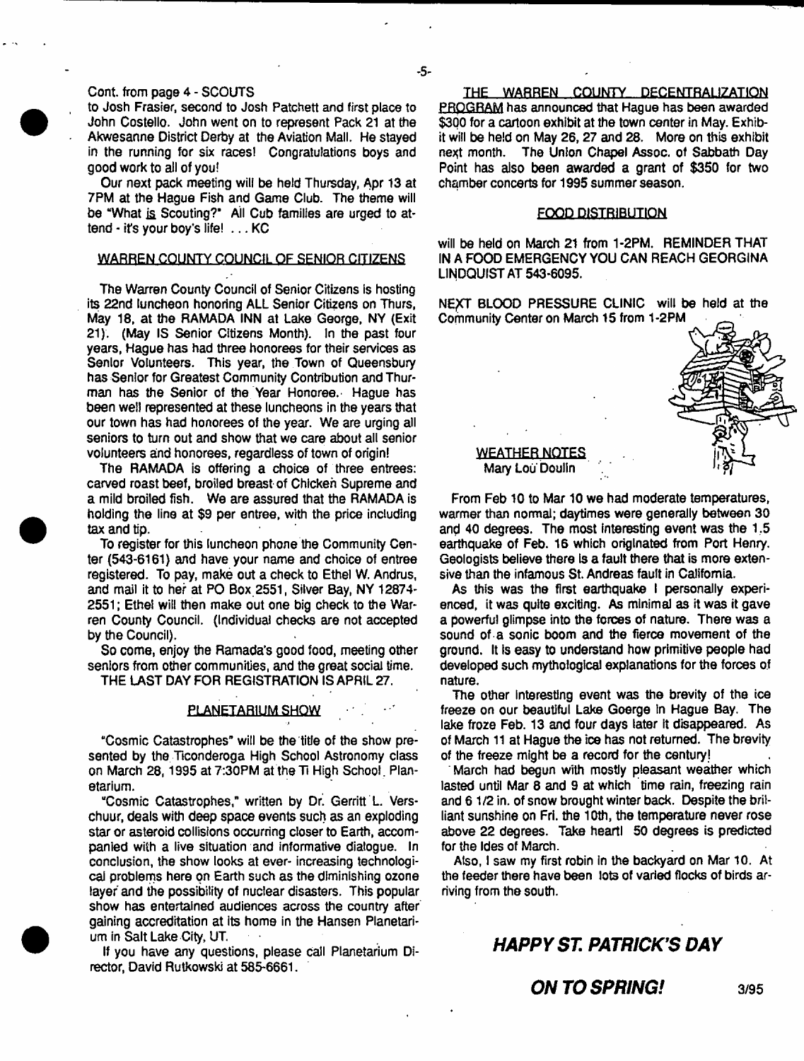Cont. from page 4 - SCOUTS

to Josh Frasier, second to Josh Patchett and first place to John Costello. John went on to represent Pack 21 at the Akwesanne District Derby at the Aviation Mall. He stayed in the running for six races! Congratulations boys and good work to all of you!

Our next pack meeting will be held Thursday, Apr 13 at 7PM at the Hague Fish and Game Club. The theme will be "What is Scouting?" All Cub families are urged to attend - it's your boy's life! . . . KC

## WARREN COUNTY COUNCIL OF SENIOR CITIZENS

The Warren County Council of Senior Citizens is hosting its 22nd luncheon honoring ALL Senior Citizens on Thurs, May 18, at the RAMADA INN at Lake George, NY (Exit 21). (May IS Senior Citizens Month). In the past four years, Hague has had three honorees for their services as Senior Volunteers. This year, the Town of Queensbury has Senior for Greatest Community Contribution and Thurman has the Senior of the Year Honoree. Hague has been well represented at these luncheons in the years that our town has had honorees of the year. We are urging all seniors to turn out and show that we care about all senior volunteers and honorees, regardless of town of origin!

The RAMADA is offering a choice of three entrees: carved roast beef, broiled breast of Chicken Supreme and a mild broiled fish. We are assured that the RAMADA is holding the line at $9 per entree, with the price including tax and tip.

To register for this luncheon phone the Community Center (543-6161) and have your name and choice of entree registered. To pay, make out a check to Ethel W. Andrus, and mail it to her at PO Box 2551, Silver Bay, NY 12874-2551; Ethel will then make out one big check to the Warren County Council. (Individual checks are not accepted by the Council).

So come, enjoy the Ramada's good food, meeting other seniors from other communities, and the great social time.

THE LAST DAY FOR REGISTRATION IS APRIL 27.

## PLANETARIUM SHOW

"Cosmic Catastrophes" will be the title of the show presented by the Ticonderoga High School Astronomy class on March 28, 1995 at 7:30PM at the Ti High School Planetarium.

"Cosmic Catastrophes," written by Dr. Gerritt L. Verschuur, deals with deep space events such as an exploding star or asteroid collisions occurring closer to Earth, accompanied with a live situation and informative dialogue. In conclusion, the show looks at ever- increasing technological problems here on Earth such as the diminishing ozone layer and the possibility of nuclear disasters. This popular show has entertained audiences across the country after gaining accreditation at its home in the Hansen Planetarium in Salt Lake City, UT.

If you have any questions, please call Planetarium Director, David Rutkowski at 585-6661.

THE WARREN COUNTY DECENTRALIZATION PROGRAM has announced that Hague has been awarded $300 for a cartoon exhibit at the town center in May. Exhibit will be held on May 26, 27 and 28. More on this exhibit next month. The Union Chapel Assoc. of Sabbath Day Point has also been awarded a grant of $350 for two chamber concerts for 1995 summer season.

## FOOD DISTRIBUTION

will be held on March 21 from 1-2PM. REMINDER THAT IN A FOOD EMERGENCY YOU CAN REACH GEORGINA LINDQUIST AT 543-6095.

NEXT BLOOD PRESSURE CLINIC will be held at the Community Center on March 15 from 1-2PM

## WEATHER NOTES

Mary Lou Doulin

From Feb 10 to Mar 10 we had moderate temperatures, warmer than normal; daytimes were generally between 30 and 40 degrees. The most interesting event was the 1.5 earthquake of Feb. 16 which originated from Port Henry. Geologists believe there is a fault there that is more extensive than the infamous St. Andreas fault in California.

As this was the first earthquake I personally experienced, it was quite exciting. As minimal as it was it gave a powerful glimpse into the forces of nature. There was a sound of a sonic boom and the fierce movement of the ground. It is easy to understand how primitive people had developed such mythological explanations for the forces of nature.

The other interesting event was the brevity of the ice freeze on our beautiful Lake Goerge in Hague Bay. The lake froze Feb. 13 and four days later it disappeared. As of March 11 at Hague the ice has not returned. The brevity of the freeze might be a record for the century!

March had begun with mostly pleasant weather which lasted until Mar 8 and 9 at which time rain, freezing rain and 6 1/2 in. of snow brought winter back. Despite the brilliant sunshine on Fri. the 10th, the temperature never rose above 22 degrees. Take heart! 50 degrees is predicted for the Ides of March.

Also, I saw my first robin in the backyard on Mar 10. At the feeder there have been lots of varied flocks of birds arriving from the south.

## *HAPPY ST. PATRICK'S DAY*

## *ON TO SPRING!*

3/95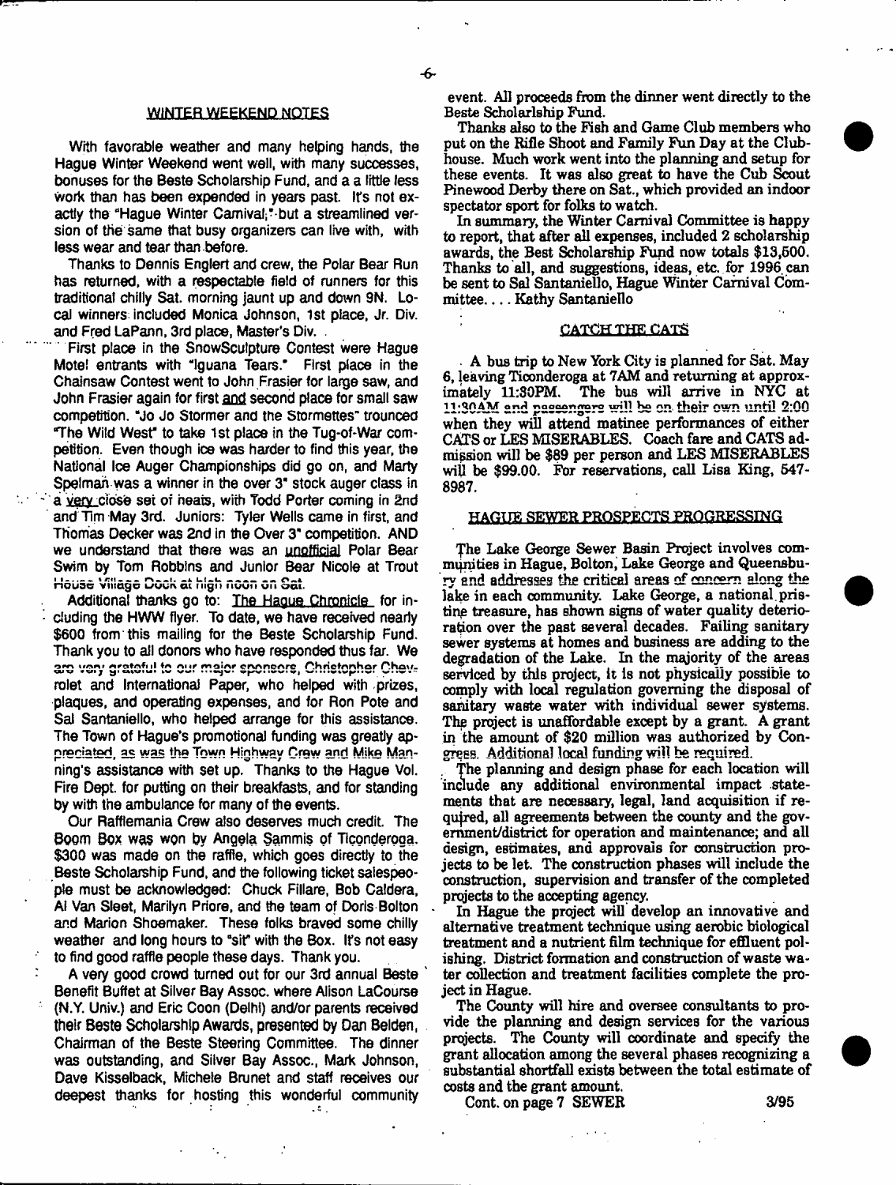## WINTER WEEKEND NOTES

With favorable weather and many helping hands, the Hague Winter Weekend went well, with many successes, bonuses for the Beste Scholarship Fund, and a a little less work than has been expended in years past. It's not exactly the "Hague Winter Carnival," but a streamlined version of the same that busy organizers can live with, with less wear and tear than before.

Thanks to Dennis Englert and crew, the Polar Bear Run has returned, with a respectable field of runners for this traditional chilly Sat. morning jaunt up and down 9N. Local winners included Monica Johnson, 1st place, Jr. Div. and Fred LaPann, 3rd place, Master's Div.

First place in the SnowSculpture Contest were Hague Motel entrants with "Iguana Tears." First place in the Chainsaw Contest went to John Frasier for large saw, and John Frasier again for first and second place for small saw competition. "Jo Jo Stormer and the Stormettes" trounced "The Wild West" to take 1st place in the Tug-of-War competition. Even though ice was harder to find this year, the National Ice Auger Championships did go on, and Marty Spelman was a winner in the over 3" stock auger class in a very close set of heats, with Todd Porter coming in 2nd and Tim May 3rd. Juniors: Tyler Wells came in first, and Thomas Decker was 2nd in the Over 3" competition. AND we understand that there was an unofficial Polar Bear Swim by Tom Robbins and Junior Bear Nicole at Trout House Village Dock at high noon on Sat.

Additional thanks go to: The Hague Chronicle for including the HWW flyer. To date, we have received nearly $600 from this mailing for the Beste Scholarship Fund. Thank you to all donors who have responded thus far. We are very grateful to our major sponsors, Christopher Chevrolet and International Paper, who helped with prizes, plaques, and operating expenses, and for Ron Pote and Sal Santaniello, who helped arrange for this assistance. The Town of Hague's promotional funding was greatly appreciated, as was the Town Highway Crew and Mike Manning's assistance with set up. Thanks to the Hague Vol. Fire Dept. for putting on their breakfasts, and for standing by with the ambulance for many of the events.

Our Rafflemania Crew also deserves much credit. The Boom Box was won by Angela Sammis of Ticonderoga. $300 was made on the raffle, which goes directly to the Beste Scholarship Fund, and the following ticket salespeople must be acknowledged: Chuck Fillare, Bob Caldera, Al Van Sleet, Marilyn Priore, and the team of Doris Bolton and Marion Shoemaker. These folks braved some chilly weather and long hours to "sit" with the Box. It's not easy to find good raffle people these days. Thank you.

A very good crowd turned out for our 3rd annual Beste Benefit Buffet at Silver Bay Assoc. where Alison LaCourse (N.Y. Univ.) and Eric Coon (Delhi) and/or parents received their Beste Scholarship Awards, presented by Dan Belden, Chairman of the Beste Steering Committee. The dinner was outstanding, and Silver Bay Assoc., Mark Johnson, Dave Kisselback, Michele Brunet and staff receives our deepest thanks for hosting this wonderful community event. All proceeds from the dinner went directly to the Beste Scholarship Fund.

Thanks also to the Fish and Game Club members who put on the Rifle Shoot and Family Fun Day at the Clubhouse. Much work went into the planning and setup for these events. It was also great to have the Cub Scout Pinewood Derby there on Sat., which provided an indoor spectator sport for folks to watch.

In summary, the Winter Carnival Committee is happy to report, that after all expenses, included 2 scholarship awards, the Best Scholarship Fund now totals $13,500. Thanks to all, and suggestions, ideas, etc. for 1996 can be sent to Sal Santaniello, Hague Winter Carnival Committee. . . . Kathy Santaniello

## CATCH THE CATS

A bus trip to New York City is planned for Sat. May 6, leaving Ticonderoga at 7AM and returning at approximately 11:30PM. The bus will arrive in NYC at 11:30AM and passengers will be on their own until 2:00 when they will attend matinee performances of either CATS or LES MISERABLES. Coach fare and CATS admission will be $89 per person and LES MISERABLES will be $99.00. For reservations, call Lisa King, 547-8987.

## HAGUE SEWER PROSPECTS PROGRESSING

The Lake George Sewer Basin Project involves communities in Hague, Bolton, Lake George and Queensbury and addresses the critical areas of concern along the lake in each community. Lake George, a national pristine treasure, has shown signs of water quality deterioration over the past several decades. Failing sanitary sewer systems at homes and business are adding to the degradation of the Lake. In the majority of the areas serviced by this project, it is not physically possible to comply with local regulation governing the disposal of sanitary waste water with individual sewer systems. The project is unaffordable except by a grant. A grant in the amount of $20 million was authorized by Congress. Additional local funding will be required.

The planning and design phase for each location will include any additional environmental impact statements that are necessary, legal, land acquisition if required, all agreements between the county and the government/district for operation and maintenance; and all design, estimates, and approvals for construction projects to be let. The construction phases will include the construction, supervision and transfer of the completed projects to the accepting agency.

In Hague the project will develop an innovative and alternative treatment technique using aerobic biological treatment and a nutrient film technique for effluent polishing. District formation and construction of waste water collection and treatment facilities complete the project in Hague.

The County will hire and oversee consultants to provide the planning and design services for the various projects. The County will coordinate and specify the grant allocation among the several phases recognizing a substantial shortfall exists between the total estimate of costs and the grant amount.

Cont. on page 7 SEWER

3/95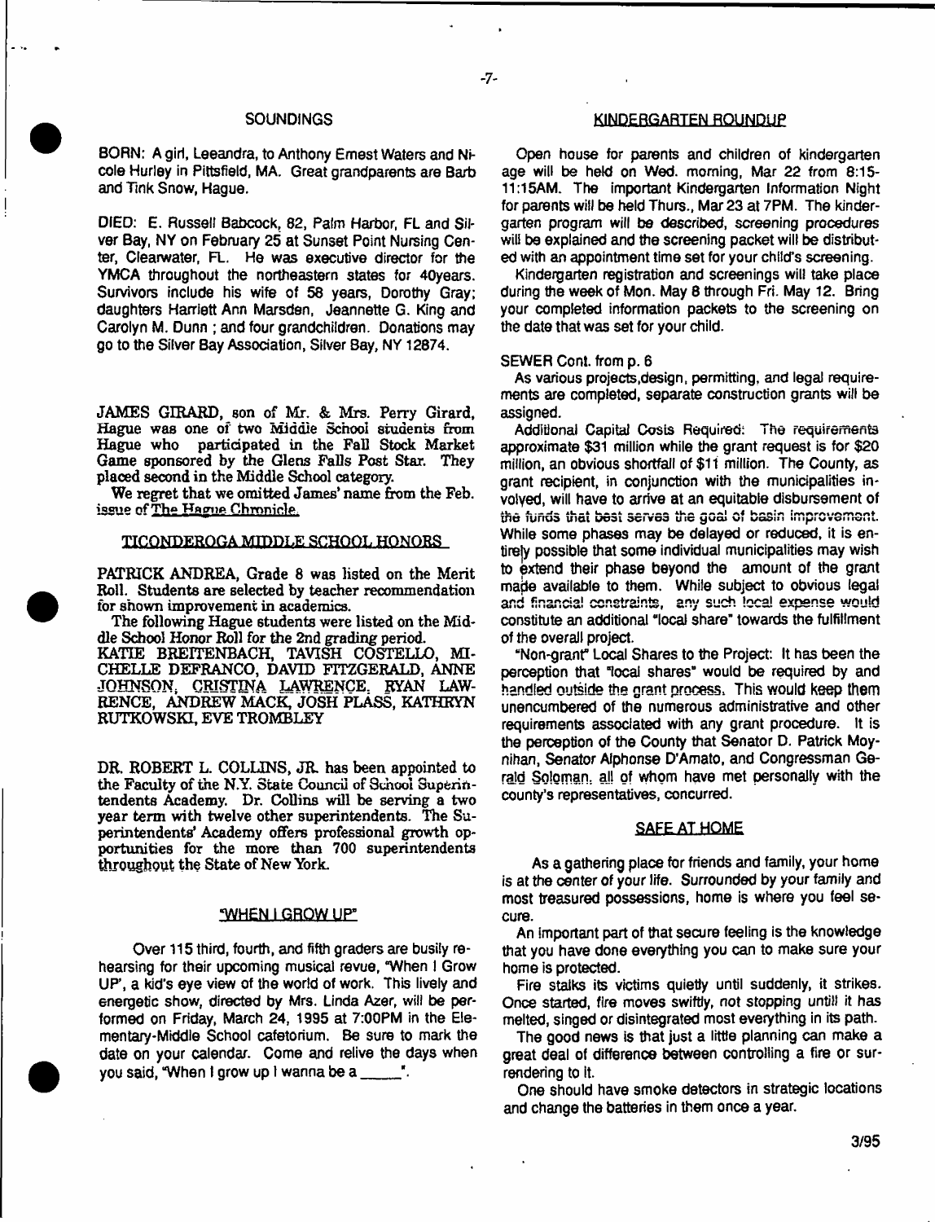## SOUNDINGS

BORN: A girl, Leeandra, to Anthony Ernest Waters and Nicole Hurley in Pittsfield, MA. Great grandparents are Barb and Tink Snow, Hague.

DIED: E. Russell Babcock, 82, Palm Harbor, FL and Silver Bay, NY on February 25 at Sunset Point Nursing Center, Clearwater, FL. He was executive director for the YMCA throughout the northeastern states for 40years. Survivors include his wife of 58 years, Dorothy Gray; daughters Harriett Ann Marsden, Jeannette G. King and Carolyn M. Dunn ; and four grandchildren. Donations may go to the Silver Bay Association, Silver Bay, NY 12874.

JAMES GIRARD, son of Mr. & Mrs. Perry Girard, Hague was one of two Middle School students from Hague who participated in the Fall Stock Market Game sponsored by the Glens Falls Post Star. They placed second in the Middle School category.

We regret that we omitted James' name from the Feb. issue of The Hague Chronicle.

## TICONDEROGA MIDDLE SCHOOL HONORS

PATRICK ANDREA, Grade 8 was listed on the Merit Roll. Students are selected by teacher recommendation for shown improvement in academics.

The following Hague students were listed on the Middle School Honor Roll for the 2nd grading period.
KATIE BREITENBACH, TAVISH COSTELLO, MICHELLE DEFRANCO, DAVID FITZGERALD, ANNE JOHNSON, CRISTINA LAWRENCE, RYAN LAWRENCE, ANDREW MACK, JOSH PLASS, KATHRYN RUTKOWSKI, EVE TROMBLEY

DR. ROBERT L. COLLINS, JR. has been appointed to the Faculty of the N.Y. State Council of School Superintendents Academy. Dr. Collins will be serving a two year term with twelve other superintendents. The Superintendents' Academy offers professional growth opportunities for the more than 700 superintendents throughout the State of New York.

## "WHEN I GROW UP"

Over 115 third, fourth, and fifth graders are busily rehearsing for their upcoming musical revue, "When I Grow UP", a kid's eye view of the world of work. This lively and energetic show, directed by Mrs. Linda Azer, will be performed on Friday, March 24, 1995 at 7:00PM in the Elementary-Middle School cafetorium. Be sure to mark the date on your calendar. Come and relive the days when you said, "When I grow up I wanna be a _____".

## KINDERGARTEN ROUNDUP

Open house for parents and children of kindergarten age will be held on Wed. morning, Mar 22 from 8:15-11:15AM. The important Kindergarten Information Night for parents will be held Thurs., Mar 23 at 7PM. The kindergarten program will be described, screening procedures will be explained and the screening packet will be distributed with an appointment time set for your child's screening.

Kindergarten registration and screenings will take place during the week of Mon. May 8 through Fri. May 12. Bring your completed information packets to the screening on the date that was set for your child.

SEWER Cont. from p. 6

As various projects,design, permitting, and legal requirements are completed, separate construction grants will be assigned.

Additional Capital Costs Required: The requirements approximate $31 million while the grant request is for $20 million, an obvious shortfall of $11 million. The County, as grant recipient, in conjunction with the municipalities involved, will have to arrive at an equitable disbursement of the funds that best serves the goal of basin improvement. While some phases may be delayed or reduced, it is entirely possible that some individual municipalities may wish to extend their phase beyond the amount of the grant made available to them. While subject to obvious legal and financial constraints, any such local expense would constitute an additional "local share" towards the fulfillment of the overall project.

"Non-grant" Local Shares to the Project: It has been the perception that "local shares" would be required by and handled outside the grant process. This would keep them unencumbered of the numerous administrative and other requirements associated with any grant procedure. It is the perception of the County that Senator D. Patrick Moynihan, Senator Alphonse D'Amato, and Congressman Gerald Soloman, all of whom have met personally with the county's representatives, concurred.

## SAFE AT HOME

As a gathering place for friends and family, your home is at the center of your life. Surrounded by your family and most treasured possessions, home is where you feel secure.

An important part of that secure feeling is the knowledge that you have done everything you can to make sure your home is protected.

Fire stalks its victims quietly until suddenly, it strikes. Once started, fire moves swiftly, not stopping untill it has melted, singed or disintegrated most everything in its path.

The good news is that just a little planning can make a great deal of difference between controlling a fire or surrendering to it.

One should have smoke detectors in strategic locations and change the batteries in them once a year.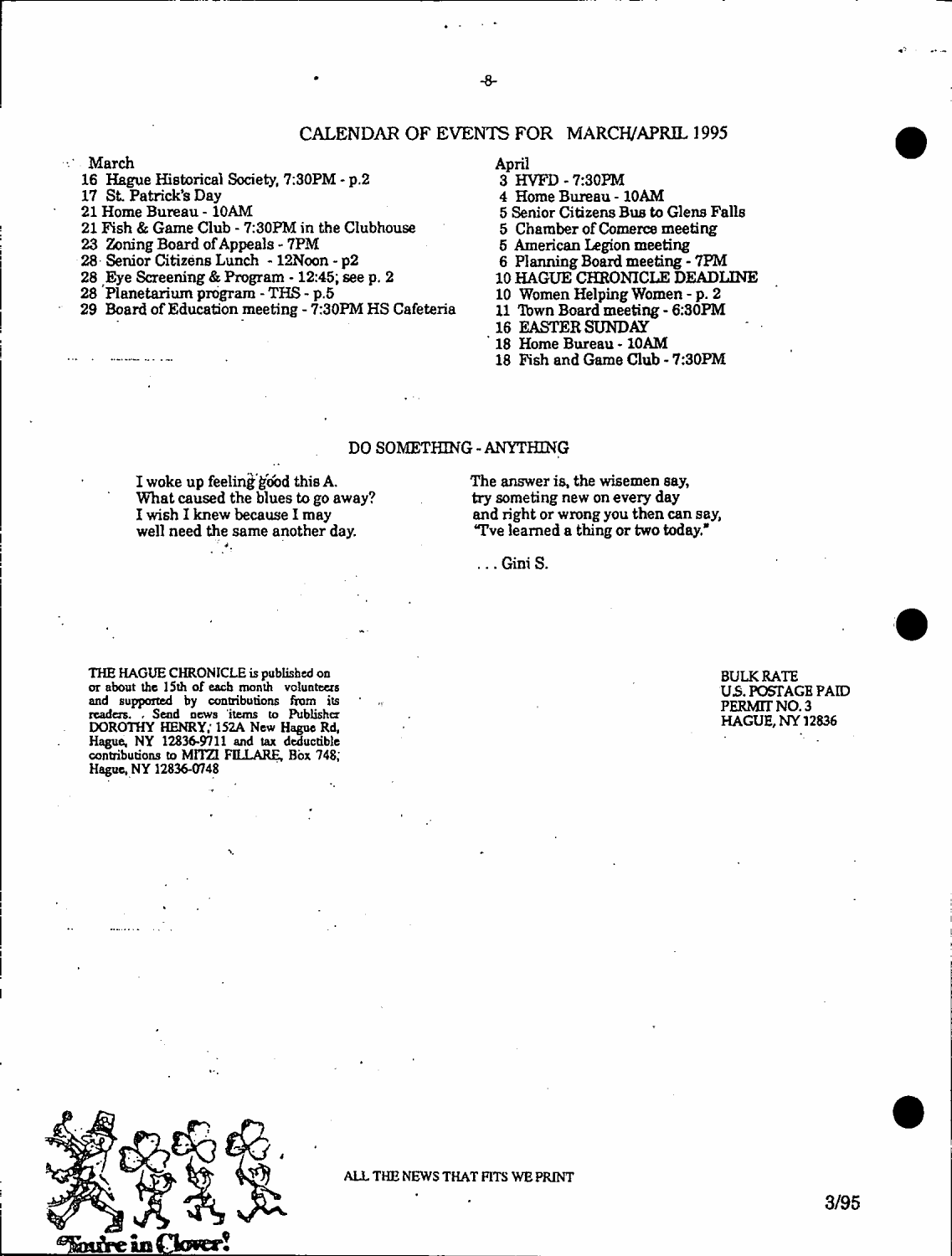## CALENDAR OF EVENTS FOR MARCH/APRIL 1995

March

16 Hague Historical Society, 7:30PM - p.2
17 St. Patrick's Day
21 Home Bureau - 10AM
21 Fish & Game Club - 7:30PM in the Clubhouse
23 Zoning Board of Appeals - 7PM
28 Senior Citizens Lunch - 12Noon - p2
28 Eye Screening & Program - 12:45; see p. 2
28 Planetarium program - THS - p.5
29 Board of Education meeting - 7:30PM HS Cafeteria

April

3 HVFD - 7:30PM
4 Home Bureau - 10AM
5 Senior Citizens Bus to Glens Falls
5 Chamber of Comerce meeting
5 American Legion meeting
6 Planning Board meeting - 7PM
10 HAGUE CHRONICLE DEADLINE
10 Women Helping Women - p. 2
11 Town Board meeting - 6:30PM
16 EASTER SUNDAY
18 Home Bureau - 10AM
18 Fish and Game Club - 7:30PM

## DO SOMETHING - ANYTHING

I woke up feeling good this A.
What caused the blues to go away?
I wish I knew because I may
well need the same another day.

The answer is, the wisemen say,
try someting new on every day
and right or wrong you then can say,
"I've learned a thing or two today."

. . . Gini S.

THE HAGUE CHRONICLE is published on or about the 15th of each month volunteers and supported by contributions from its readers. Send news items to Publisher DOROTHY HENRY, 152A New Hague Rd, Hague, NY 12836-9711 and tax deductible contributions to MITZI FILLARE, Box 748, Hague, NY 12836-0748

BULK RATE
U.S. POSTAGE PAID
PERMIT NO. 3
HAGUE, NY 12836

You're in Clover!

ALL THE NEWS THAT FITS WE PRINT

3/95